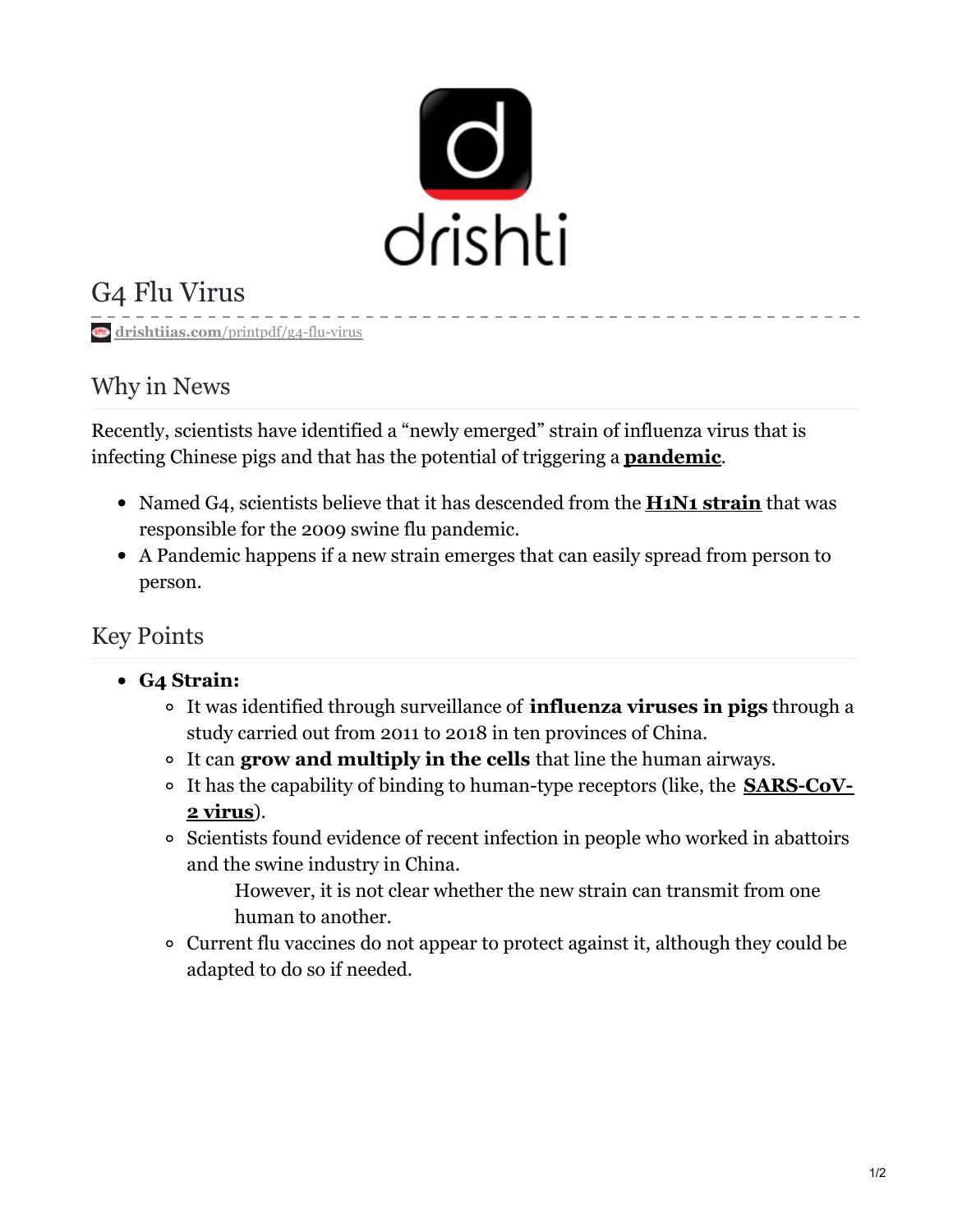# G4 Flu Virus

drishtiias.com/printpdf/g4-flu-virus

## Why in News

Recently, scientists have identified a "newly emerged" strain of influenza virus that is infecting Chinese pigs and that has the potential of triggering a **pandemic**.

- Named G4, scientists believe that it has descended from the **H1N1 strain** that was responsible for the 2009 swine flu pandemic.
- A Pandemic happens if a new strain emerges that can easily spread from person to person.

## Key Points

- **G4 Strain:**
  - It was identified through surveillance of **influenza viruses in pigs** through a study carried out from 2011 to 2018 in ten provinces of China.
  - It can **grow and multiply in the cells** that line the human airways.
  - It has the capability of binding to human-type receptors (like, the **SARS-CoV-2 virus**).
  - Scientists found evidence of recent infection in people who worked in abattoirs and the swine industry in China.
    - However, it is not clear whether the new strain can transmit from one human to another.
  - Current flu vaccines do not appear to protect against it, although they could be adapted to do so if needed.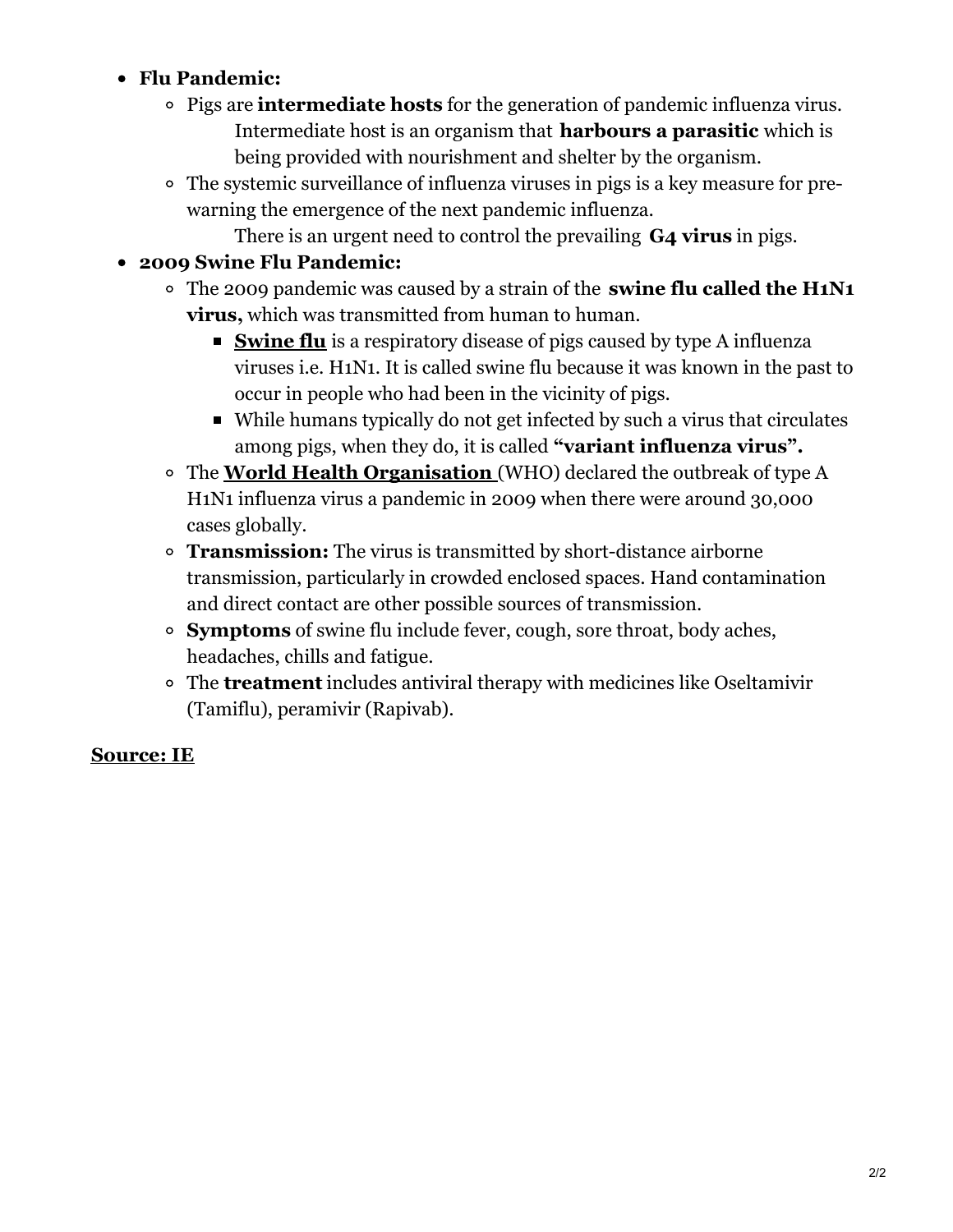- **Flu Pandemic:**
  - Pigs are **intermediate hosts** for the generation of pandemic influenza virus.
    - Intermediate host is an organism that **harbours a parasitic** which is being provided with nourishment and shelter by the organism.
  - The systemic surveillance of influenza viruses in pigs is a key measure for pre-warning the emergence of the next pandemic influenza.
    - There is an urgent need to control the prevailing **G4 virus** in pigs.
- **2009 Swine Flu Pandemic:**
  - The 2009 pandemic was caused by a strain of the **swine flu called the H1N1 virus,** which was transmitted from human to human.
    - **Swine flu** is a respiratory disease of pigs caused by type A influenza viruses i.e. H1N1. It is called swine flu because it was known in the past to occur in people who had been in the vicinity of pigs.
    - While humans typically do not get infected by such a virus that circulates among pigs, when they do, it is called **"variant influenza virus".**
  - The **World Health Organisation** (WHO) declared the outbreak of type A H1N1 influenza virus a pandemic in 2009 when there were around 30,000 cases globally.
  - **Transmission:** The virus is transmitted by short-distance airborne transmission, particularly in crowded enclosed spaces. Hand contamination and direct contact are other possible sources of transmission.
  - **Symptoms** of swine flu include fever, cough, sore throat, body aches, headaches, chills and fatigue.
  - The **treatment** includes antiviral therapy with medicines like Oseltamivir (Tamiflu), peramivir (Rapivab).

**Source: IE**